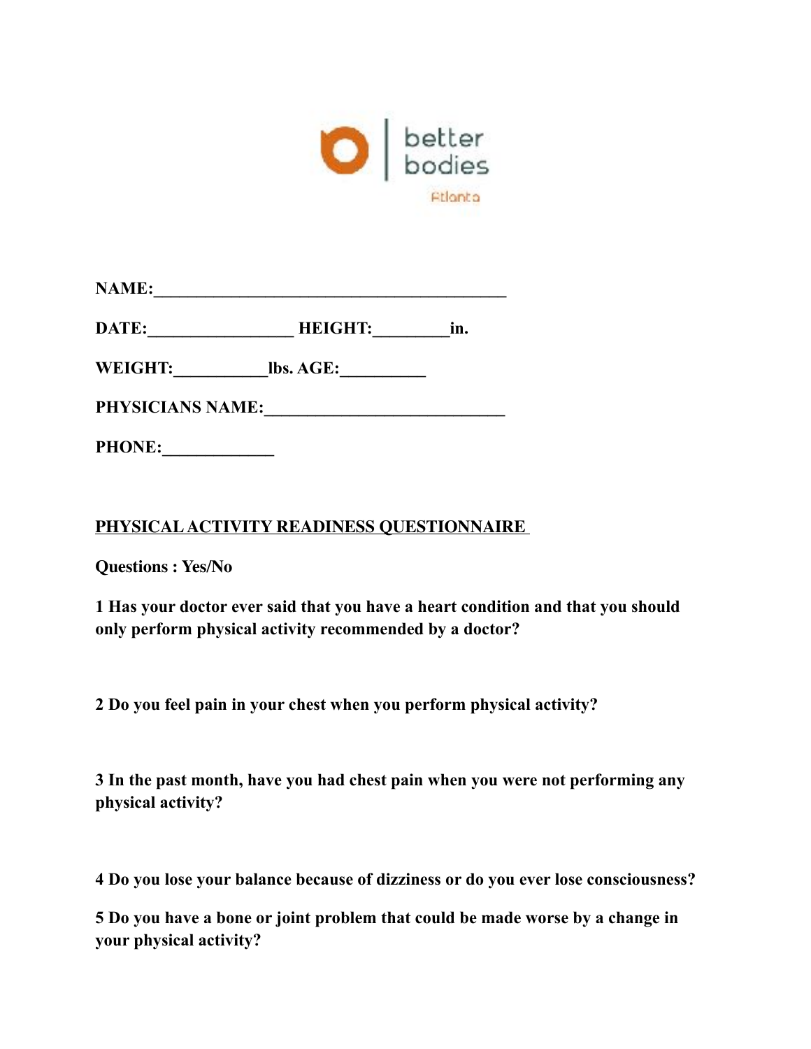better bodies

Atlanta

**NAME:__________________________________________**

**DATE:_________________ HEIGHT:_________in.**

**WEIGHT:___________lbs. AGE:__________**

**PHYSICIANS NAME:____________________________**

**PHONE:_____________**

## PHYSICAL ACTIVITY READINESS QUESTIONNAIRE

**Questions : Yes/No**

**1 Has your doctor ever said that you have a heart condition and that you should only perform physical activity recommended by a doctor?**

**2 Do you feel pain in your chest when you perform physical activity?**

**3 In the past month, have you had chest pain when you were not performing any physical activity?**

**4 Do you lose your balance because of dizziness or do you ever lose consciousness?**

**5 Do you have a bone or joint problem that could be made worse by a change in your physical activity?**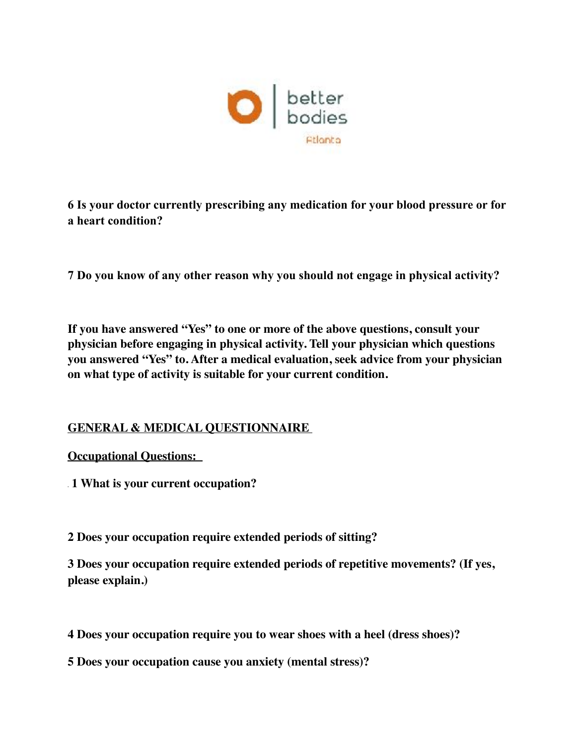**6 Is your doctor currently prescribing any medication for your blood pressure or for a heart condition?**

**7 Do you know of any other reason why you should not engage in physical activity?**

**If you have answered "Yes" to one or more of the above questions, consult your physician before engaging in physical activity. Tell your physician which questions you answered "Yes" to. After a medical evaluation, seek advice from your physician on what type of activity is suitable for your current condition.**

## GENERAL & MEDICAL QUESTIONNAIRE

### Occupational Questions:

**1 What is your current occupation?**

**2 Does your occupation require extended periods of sitting?**

**3 Does your occupation require extended periods of repetitive movements? (If yes, please explain.)**

**4 Does your occupation require you to wear shoes with a heel (dress shoes)?**

**5 Does your occupation cause you anxiety (mental stress)?**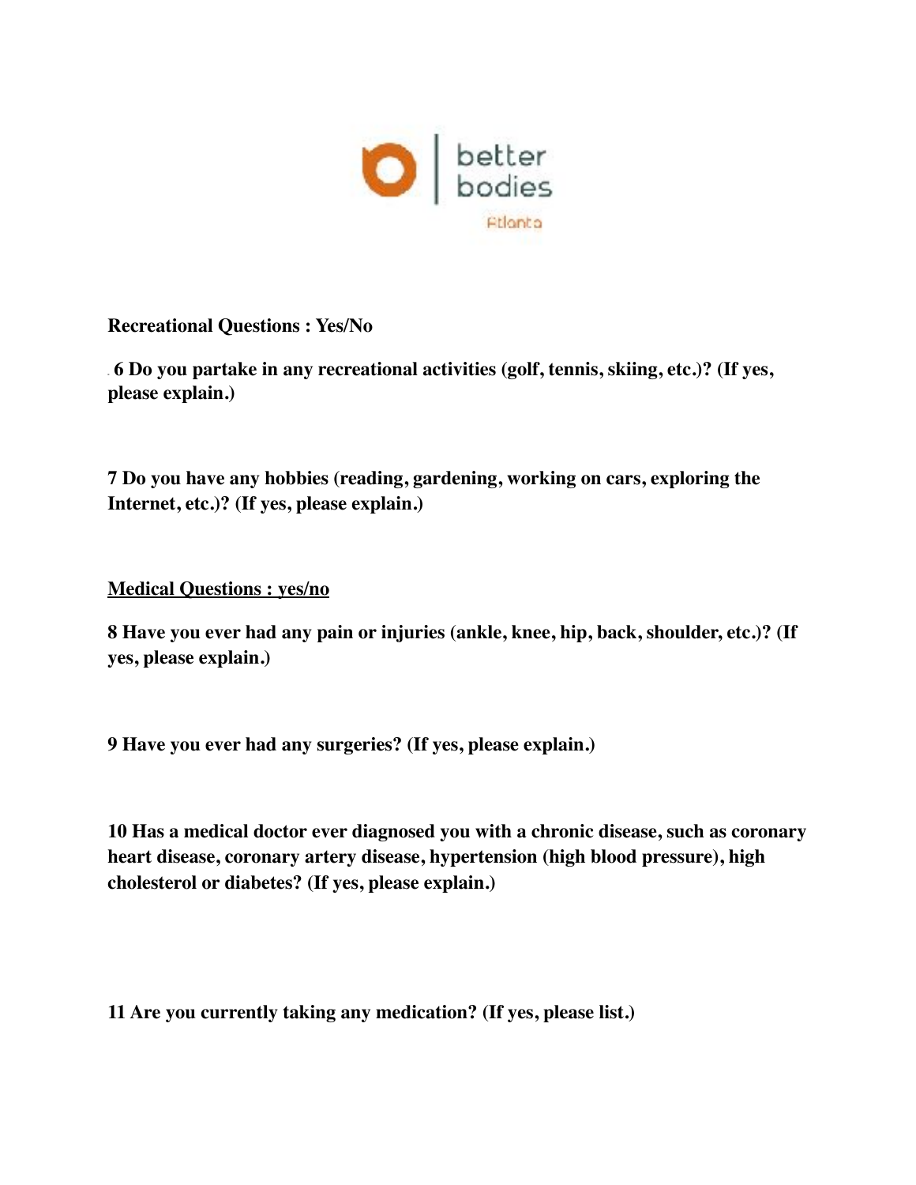better bodies

Atlanta

**Recreational Questions : Yes/No**

**6 Do you partake in any recreational activities (golf, tennis, skiing, etc.)? (If yes, please explain.)**

**7 Do you have any hobbies (reading, gardening, working on cars, exploring the Internet, etc.)? (If yes, please explain.)**

**<u>Medical Questions : yes/no</u>**

**8 Have you ever had any pain or injuries (ankle, knee, hip, back, shoulder, etc.)? (If yes, please explain.)**

**9 Have you ever had any surgeries? (If yes, please explain.)**

**10 Has a medical doctor ever diagnosed you with a chronic disease, such as coronary heart disease, coronary artery disease, hypertension (high blood pressure), high cholesterol or diabetes? (If yes, please explain.)**

**11 Are you currently taking any medication? (If yes, please list.)**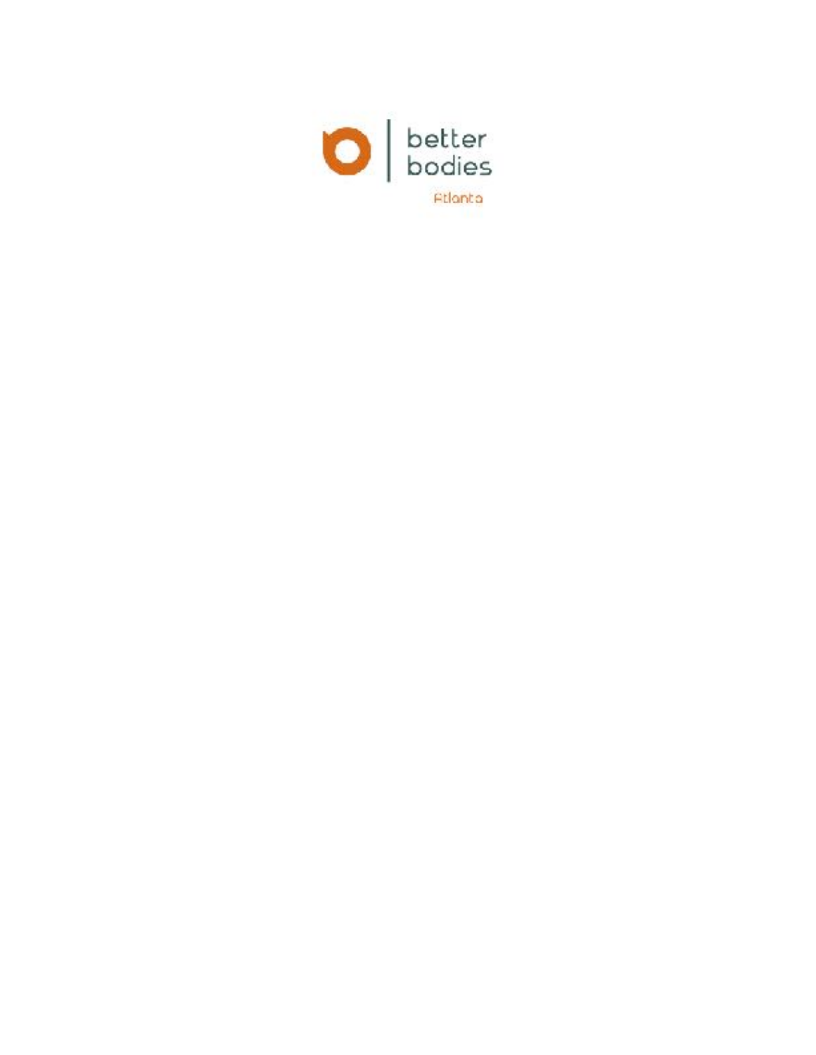better
bodies

Atlanta